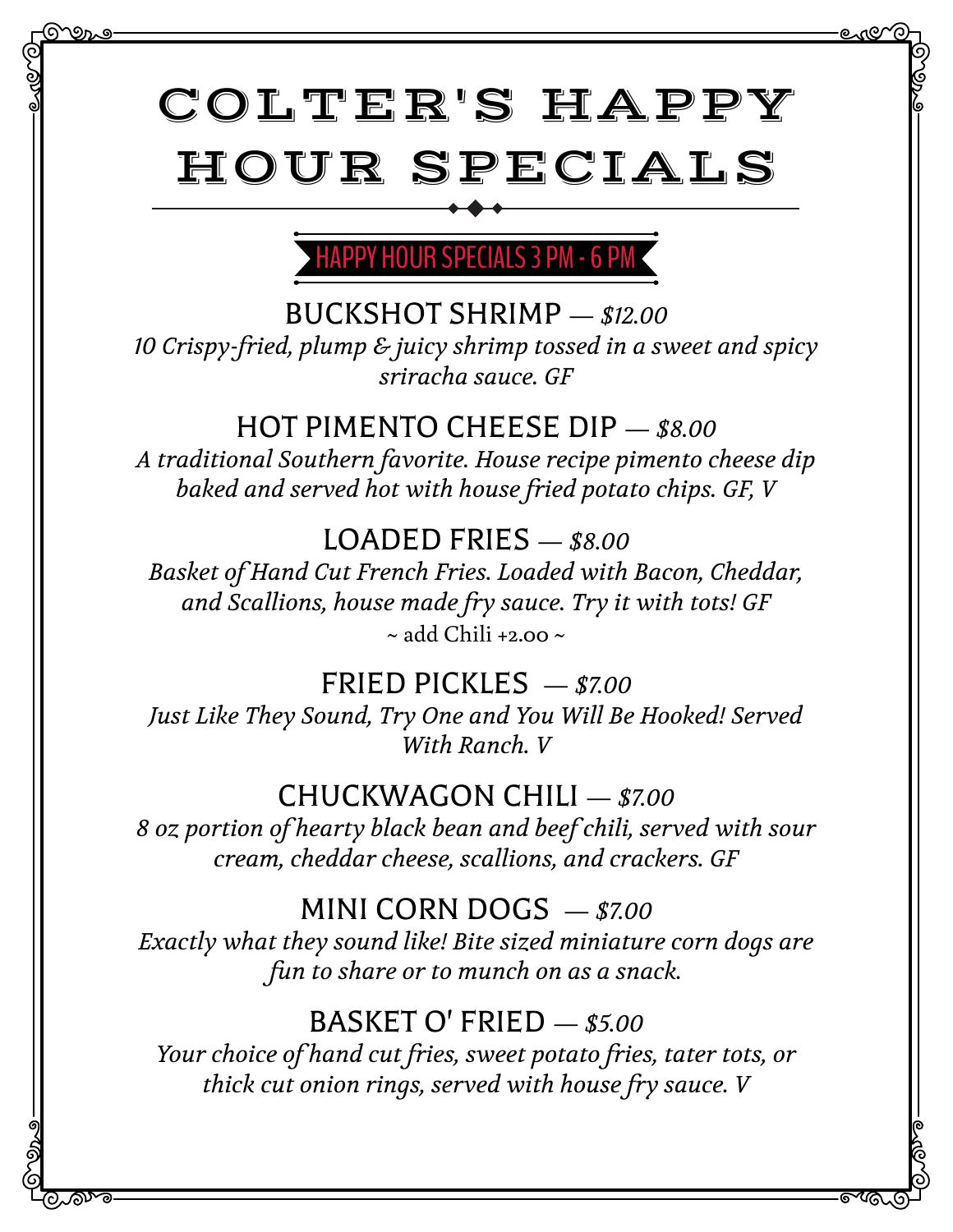# COLTER'S HAPPY HOUR SPECIALS

## HAPPY HOUR SPECIALS 3 PM - 6 PM

### BUCKSHOT SHRIMP — *$12.00*

*10 Crispy-fried, plump & juicy shrimp tossed in a sweet and spicy sriracha sauce. GF*

### HOT PIMENTO CHEESE DIP — *$8.00*

*A traditional Southern favorite. House recipe pimento cheese dip baked and served hot with house fried potato chips. GF, V*

### LOADED FRIES — *$8.00*

*Basket of Hand Cut French Fries. Loaded with Bacon, Cheddar, and Scallions, house made fry sauce. Try it with tots! GF*

~ add Chili +2.00 ~

### FRIED PICKLES — *$7.00*

*Just Like They Sound, Try One and You Will Be Hooked! Served With Ranch. V*

### CHUCKWAGON CHILI — *$7.00*

*8 oz portion of hearty black bean and beef chili, served with sour cream, cheddar cheese, scallions, and crackers. GF*

### MINI CORN DOGS — *$7.00*

*Exactly what they sound like! Bite sized miniature corn dogs are fun to share or to munch on as a snack.*

### BASKET O' FRIED — *$5.00*

*Your choice of hand cut fries, sweet potato fries, tater tots, or thick cut onion rings, served with house fry sauce. V*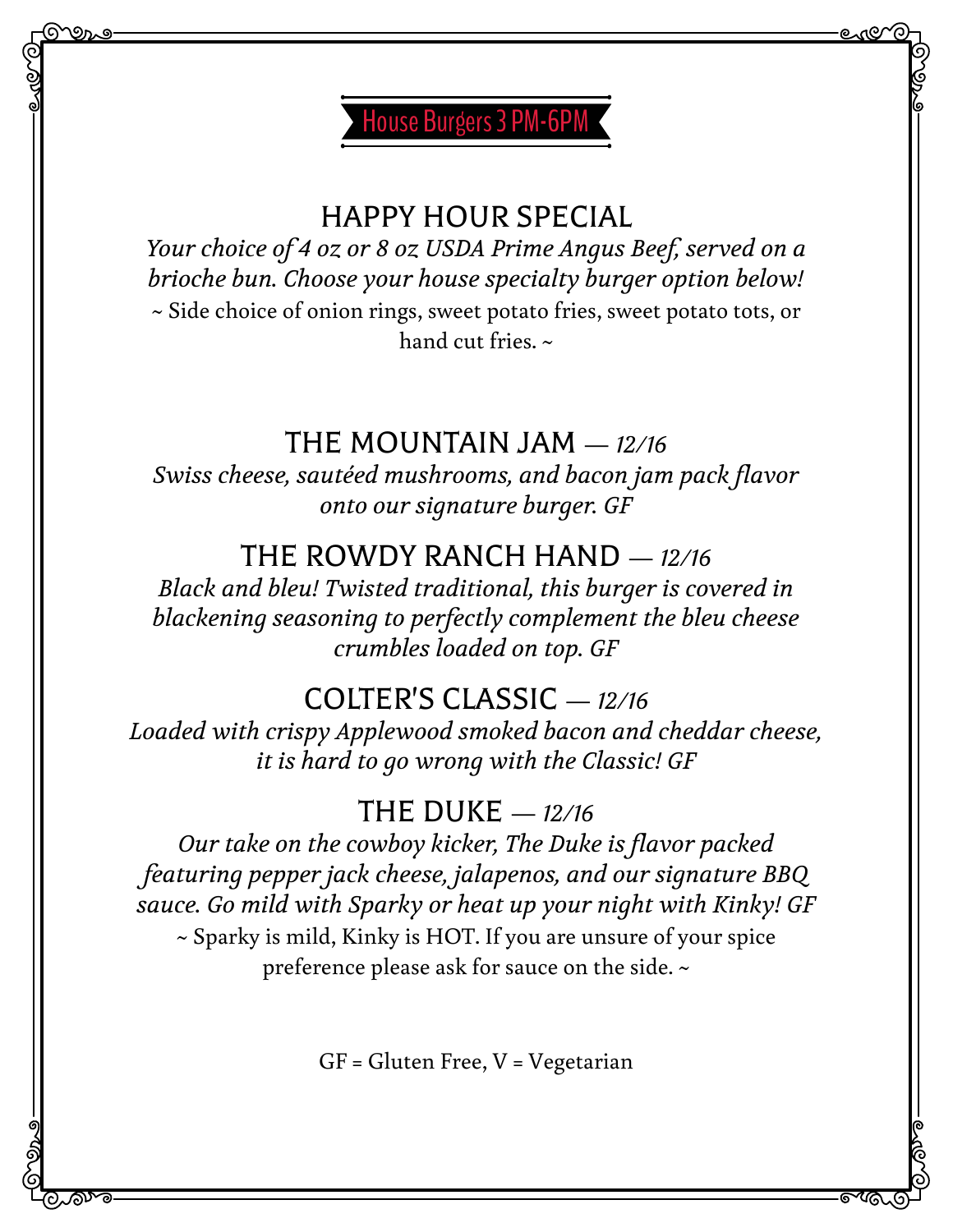## House Burgers 3 PM-6PM

### HAPPY HOUR SPECIAL

*Your choice of 4 oz or 8 oz USDA Prime Angus Beef, served on a brioche bun. Choose your house specialty burger option below!*

~ Side choice of onion rings, sweet potato fries, sweet potato tots, or hand cut fries. ~

### THE MOUNTAIN JAM — *12/16*

*Swiss cheese, sautéed mushrooms, and bacon jam pack flavor onto our signature burger. GF*

### THE ROWDY RANCH HAND — *12/16*

*Black and bleu! Twisted traditional, this burger is covered in blackening seasoning to perfectly complement the bleu cheese crumbles loaded on top. GF*

### COLTER'S CLASSIC — *12/16*

*Loaded with crispy Applewood smoked bacon and cheddar cheese, it is hard to go wrong with the Classic! GF*

### THE DUKE — *12/16*

*Our take on the cowboy kicker, The Duke is flavor packed featuring pepper jack cheese, jalapenos, and our signature BBQ sauce. Go mild with Sparky or heat up your night with Kinky! GF*

~ Sparky is mild, Kinky is HOT. If you are unsure of your spice preference please ask for sauce on the side. ~

GF = Gluten Free, V = Vegetarian